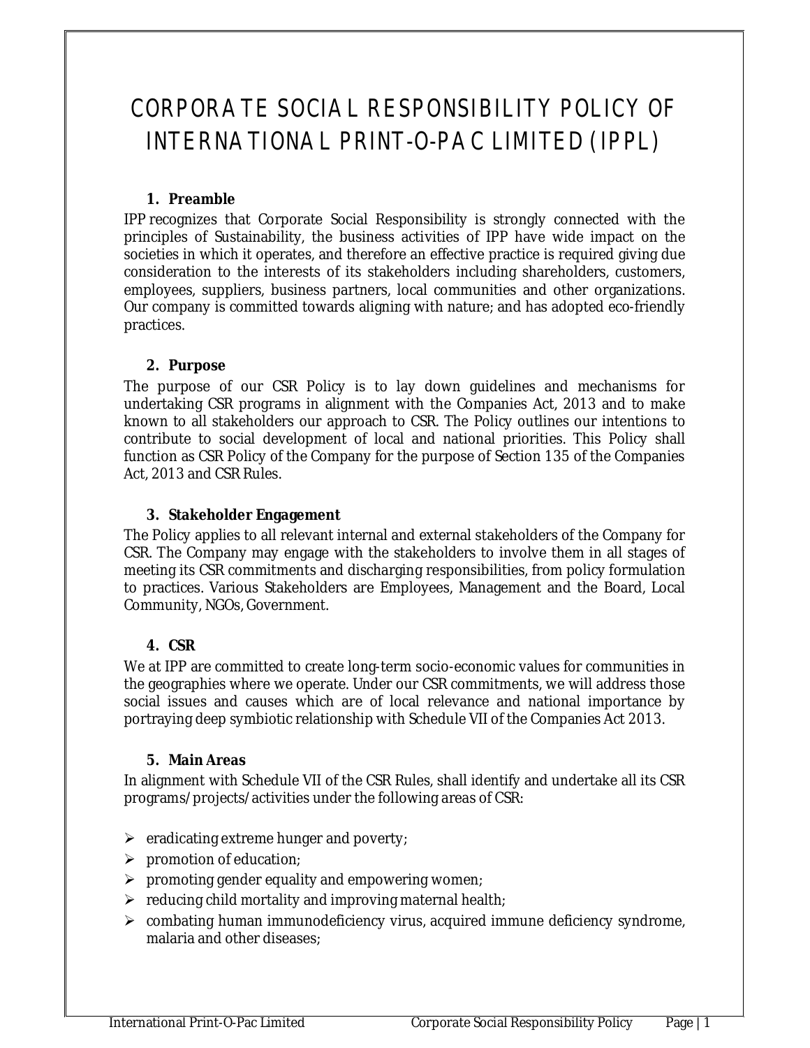# CORPORATE SOCIAL RESPONSIBILITY POLICY OF INTERNATIONAL PRINT-O-PAC LIMITED (IPPL)

## 1. Preamble

IPP recognizes that Corporate Social Responsibility is strongly connected with the principles of Sustainability, the business activities of IPP have wide impact on the societies in which it operates, and therefore an effective practice is required giving due consideration to the interests of its stakeholders including shareholders, customers, employees, suppliers, business partners, local communities and other organizations. Our company is committed towards aligning with nature; and has adopted eco-friendly practices.

## 2. Purpose

The purpose of our CSR Policy is to lay down guidelines and mechanisms for undertaking CSR programs in alignment with the Companies Act, 2013 and to make known to all stakeholders our approach to CSR. The Policy outlines our intentions to contribute to social development of local and national priorities. This Policy shall function as CSR Policy of the Company for the purpose of Section 135 of the Companies Act, 2013 and CSR Rules.

## 3. Stakeholder Engagement

The Policy applies to all relevant internal and external stakeholders of the Company for CSR. The Company may engage with the stakeholders to involve them in all stages of meeting its CSR commitments and discharging responsibilities, from policy formulation to practices. Various Stakeholders are Employees, Management and the Board, Local Community, NGOs, Government.

## 4. CSR

We at IPP are committed to create long-term socio-economic values for communities in the geographies where we operate. Under our CSR commitments, we will address those social issues and causes which are of local relevance and national importance by portraying deep symbiotic relationship with Schedule VII of the Companies Act 2013.

## 5. Main Areas

In alignment with Schedule VII of the CSR Rules, shall identify and undertake all its CSR programs/projects/activities under the following areas of CSR:

- eradicating extreme hunger and poverty;
- promotion of education;
- promoting gender equality and empowering women;
- reducing child mortality and improving maternal health;
- combating human immunodeficiency virus, acquired immune deficiency syndrome, malaria and other diseases;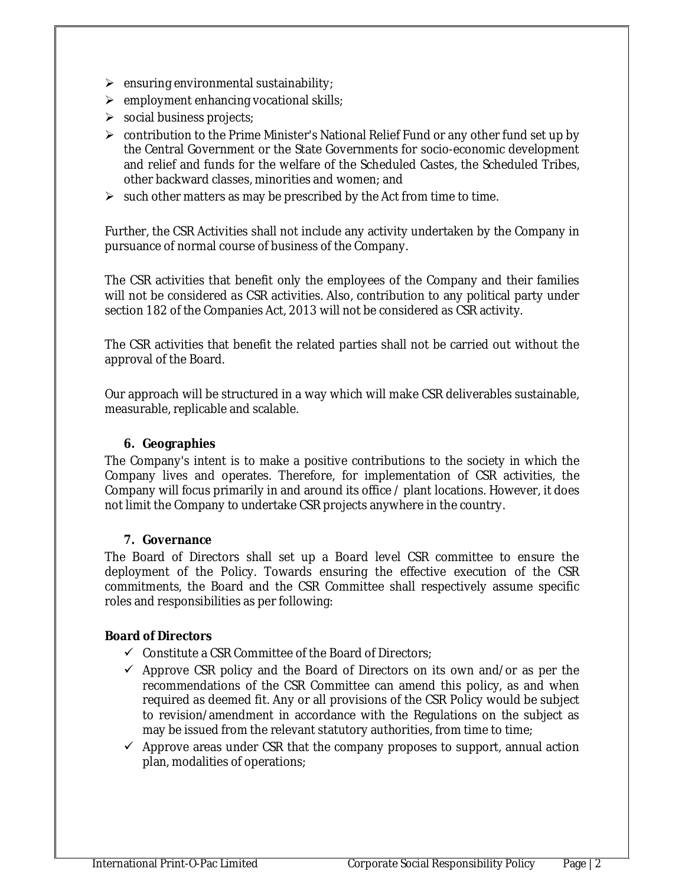- ensuring environmental sustainability;
- employment enhancing vocational skills;
- social business projects;
- contribution to the Prime Minister's National Relief Fund or any other fund set up by the Central Government or the State Governments for socio-economic development and relief and funds for the welfare of the Scheduled Castes, the Scheduled Tribes, other backward classes, minorities and women; and
- such other matters as may be prescribed by the Act from time to time.

Further, the CSR Activities shall not include any activity undertaken by the Company in pursuance of normal course of business of the Company.

The CSR activities that benefit only the employees of the Company and their families will not be considered as CSR activities. Also, contribution to any political party under section 182 of the Companies Act, 2013 will not be considered as CSR activity.

The CSR activities that benefit the related parties shall not be carried out without the approval of the Board.

Our approach will be structured in a way which will make CSR deliverables sustainable, measurable, replicable and scalable.

### 6. Geographies

The Company's intent is to make a positive contributions to the society in which the Company lives and operates. Therefore, for implementation of CSR activities, the Company will focus primarily in and around its office / plant locations. However, it does not limit the Company to undertake CSR projects anywhere in the country.

### 7. Governance

The Board of Directors shall set up a Board level CSR committee to ensure the deployment of the Policy. Towards ensuring the effective execution of the CSR commitments, the Board and the CSR Committee shall respectively assume specific roles and responsibilities as per following:

**Board of Directors**

- Constitute a CSR Committee of the Board of Directors;
- Approve CSR policy and the Board of Directors on its own and/or as per the recommendations of the CSR Committee can amend this policy, as and when required as deemed fit. Any or all provisions of the CSR Policy would be subject to revision/amendment in accordance with the Regulations on the subject as may be issued from the relevant statutory authorities, from time to time;
- Approve areas under CSR that the company proposes to support, annual action plan, modalities of operations;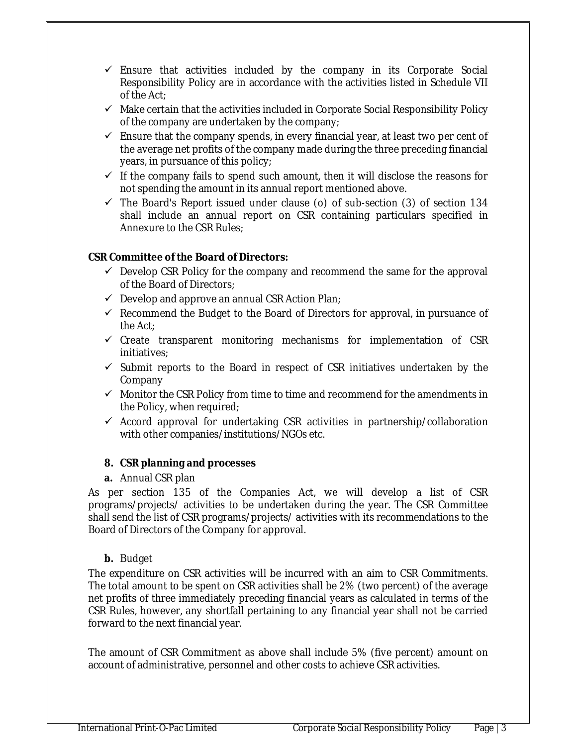- ✓ Ensure that activities included by the company in its Corporate Social Responsibility Policy are in accordance with the activities listed in Schedule VII of the Act;
- ✓ Make certain that the activities included in Corporate Social Responsibility Policy of the company are undertaken by the company;
- ✓ Ensure that the company spends, in every financial year, at least two per cent of the average net profits of the company made during the three preceding financial years, in pursuance of this policy;
- ✓ If the company fails to spend such amount, then it will disclose the reasons for not spending the amount in its annual report mentioned above.
- ✓ The Board's Report issued under clause (o) of sub-section (3) of section 134 shall include an annual report on CSR containing particulars specified in Annexure to the CSR Rules;

**CSR Committee of the Board of Directors:**

- ✓ Develop CSR Policy for the company and recommend the same for the approval of the Board of Directors;
- ✓ Develop and approve an annual CSR Action Plan;
- ✓ Recommend the Budget to the Board of Directors for approval, in pursuance of the Act;
- ✓ Create transparent monitoring mechanisms for implementation of CSR initiatives;
- ✓ Submit reports to the Board in respect of CSR initiatives undertaken by the Company
- ✓ Monitor the CSR Policy from time to time and recommend for the amendments in the Policy, when required;
- ✓ Accord approval for undertaking CSR activities in partnership/collaboration with other companies/institutions/NGOs etc.

## 8. CSR planning and processes

**a.** Annual CSR plan

As per section 135 of the Companies Act, we will develop a list of CSR programs/projects/ activities to be undertaken during the year. The CSR Committee shall send the list of CSR programs/projects/ activities with its recommendations to the Board of Directors of the Company for approval.

**b.** Budget

The expenditure on CSR activities will be incurred with an aim to CSR Commitments. The total amount to be spent on CSR activities shall be 2% (two percent) of the average net profits of three immediately preceding financial years as calculated in terms of the CSR Rules, however, any shortfall pertaining to any financial year shall not be carried forward to the next financial year.

The amount of CSR Commitment as above shall include 5% (five percent) amount on account of administrative, personnel and other costs to achieve CSR activities.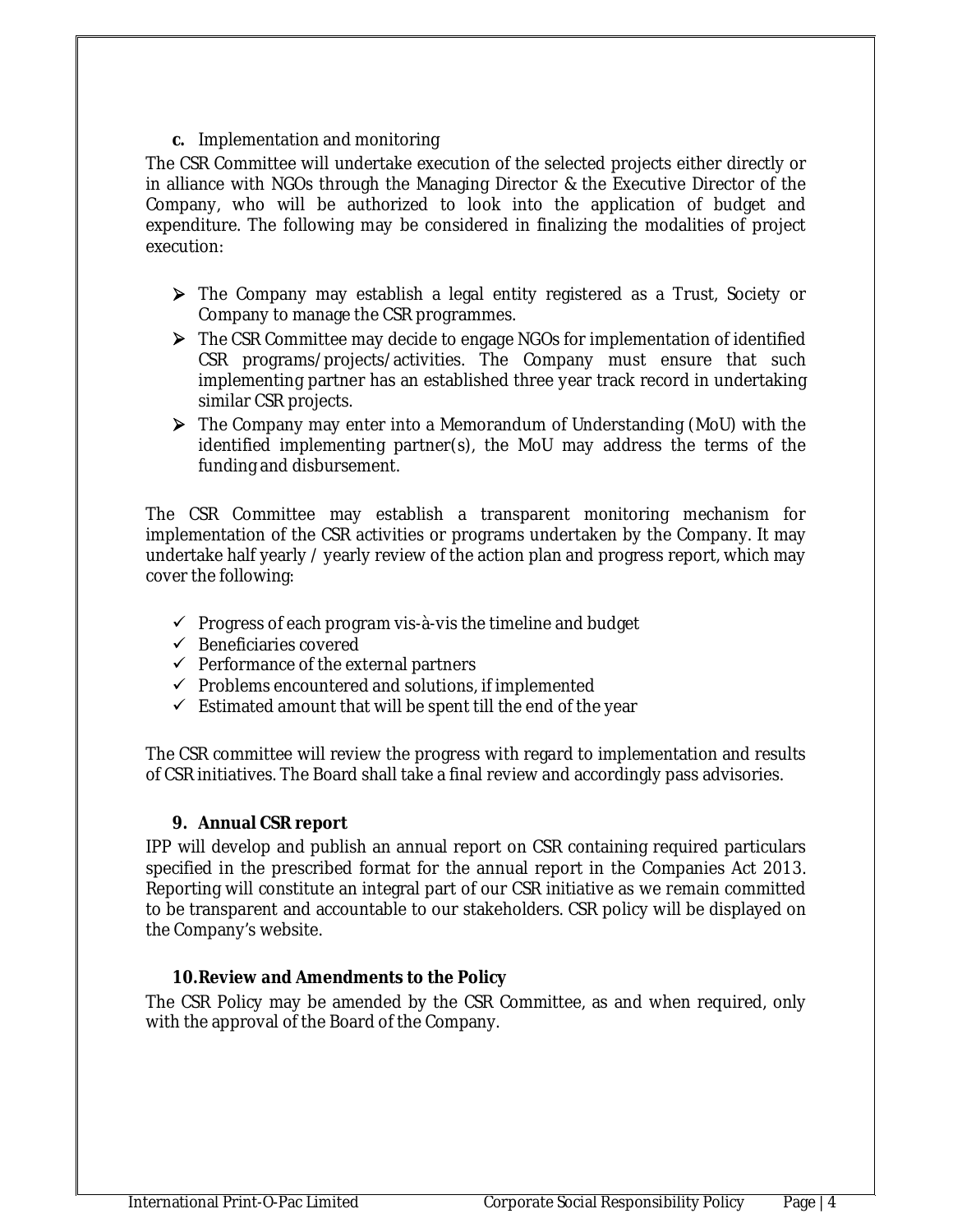**c.** Implementation and monitoring

The CSR Committee will undertake execution of the selected projects either directly or in alliance with NGOs through the Managing Director & the Executive Director of the Company, who will be authorized to look into the application of budget and expenditure. The following may be considered in finalizing the modalities of project execution:

- The Company may establish a legal entity registered as a Trust, Society or Company to manage the CSR programmes.
- The CSR Committee may decide to engage NGOs for implementation of identified CSR programs/projects/activities. The Company must ensure that such implementing partner has an established three year track record in undertaking similar CSR projects.
- The Company may enter into a Memorandum of Understanding (MoU) with the identified implementing partner(s), the MoU may address the terms of the funding and disbursement.

The CSR Committee may establish a transparent monitoring mechanism for implementation of the CSR activities or programs undertaken by the Company. It may undertake half yearly / yearly review of the action plan and progress report, which may cover the following:

- ✓ Progress of each program vis-à-vis the timeline and budget
- ✓ Beneficiaries covered
- ✓ Performance of the external partners
- ✓ Problems encountered and solutions, if implemented
- ✓ Estimated amount that will be spent till the end of the year

The CSR committee will review the progress with regard to implementation and results of CSR initiatives. The Board shall take a final review and accordingly pass advisories.

## 9. Annual CSR report

IPP will develop and publish an annual report on CSR containing required particulars specified in the prescribed format for the annual report in the Companies Act 2013. Reporting will constitute an integral part of our CSR initiative as we remain committed to be transparent and accountable to our stakeholders. CSR policy will be displayed on the Company's website.

## 10. Review and Amendments to the Policy

The CSR Policy may be amended by the CSR Committee, as and when required, only with the approval of the Board of the Company.